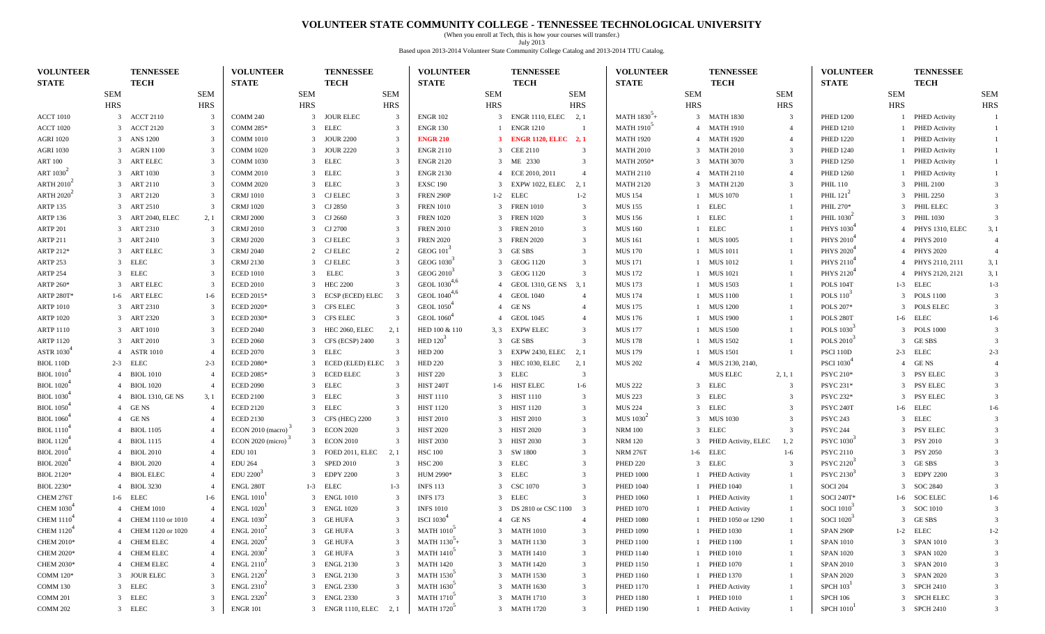# VOLUNTEER STATE COMMUNITY COLLEGE - TENNESSEE TECHNOLOGICAL UNIVERSITY

(When you enroll at Tech, this is how your courses will transfer.)

July 2013

Based upon 2013-2014 Volunteer State Community College Catalog and 2013-2014 TTU Catalog.

| VOLUNTEER STATE | SEM HRS | TENNESSEE TECH | SEM HRS |
|---|---|---|---|
| ACCT 1010 | 3 | ACCT 2110 | 3 |
| ACCT 1020 | 3 | ACCT 2120 | 3 |
| AGRI 1020 | 3 | ANS 1200 | 3 |
| AGRI 1030 | 3 | AGRN 1100 | 3 |
| ART 100 | 3 | ART ELEC | 3 |
| ART 1030[2] | 3 | ART 1030 | 3 |
| ARTH 2010[2] | 3 | ART 2110 | 3 |
| ARTH 2020[2] | 3 | ART 2120 | 3 |
| ARTP 135 | 3 | ART 2510 | 3 |
| ARTP 136 | 3 | ART 2040, ELEC | 2, 1 |
| ARTP 201 | 3 | ART 2310 | 3 |
| ARTP 211 | 3 | ART 2410 | 3 |
| ARTP 212* | 3 | ART ELEC | 3 |
| ARTP 253 | 3 | ELEC | 3 |
| ARTP 254 | 3 | ELEC | 3 |
| ARTP 260* | 3 | ART ELEC | 3 |
| ARTP 280T* | 1-6 | ART ELEC | 1-6 |
| ARTP 1010 | 3 | ART 2310 | 3 |
| ARTP 1020 | 3 | ART 2320 | 3 |
| ARTP 1110 | 3 | ART 1010 | 3 |
| ARTP 1120 | 3 | ART 2010 | 3 |
| ASTR 1030[4] | 4 | ASTR 1010 | 4 |
| BIOL 110D | 2-3 | ELEC | 2-3 |
| BIOL 1010[4] | 4 | BIOL 1010 | 4 |
| BIOL 1020[4] | 4 | BIOL 1020 | 4 |
| BIOL 1030[4] | 4 | BIOL 1310, GE NS | 3, 1 |
| BIOL 1050[4] | 4 | GE NS | 4 |
| BIOL 1060[4] | 4 | GE NS | 4 |
| BIOL 1110[4] | 4 | BIOL 1105 | 4 |
| BIOL 1120[4] | 4 | BIOL 1115 | 4 |
| BIOL 2010[4] | 4 | BIOL 2010 | 4 |
| BIOL 2020[4] | 4 | BIOL 2020 | 4 |
| BIOL 2120* | 4 | BIOL ELEC | 4 |
| BIOL 2230* | 4 | BIOL 3230 | 4 |
| CHEM 276T | 1-6 | ELEC | 1-6 |
| CHEM 1030[4] | 4 | CHEM 1010 | 4 |
| CHEM 1110[4] | 4 | CHEM 1110 or 1010 | 4 |
| CHEM 1120[4] | 4 | CHEM 1120 or 1020 | 4 |
| CHEM 2010* | 4 | CHEM ELEC | 4 |
| CHEM 2020* | 4 | CHEM ELEC | 4 |
| CHEM 2030* | 4 | CHEM ELEC | 4 |
| COMM 120* | 3 | JOUR ELEC | 3 |
| COMM 130 | 3 | ELEC | 3 |
| COMM 201 | 3 | ELEC | 3 |
| COMM 202 | 3 | ELEC | 3 |
| COMM 240 | 3 | JOUR ELEC | 3 |
| COMM 285* | 3 | ELEC | 3 |
| COMM 1010 | 3 | JOUR 2200 | 3 |
| COMM 1020 | 3 | JOUR 2220 | 3 |
| COMM 1030 | 3 | ELEC | 3 |
| COMM 2010 | 3 | ELEC | 3 |
| COMM 2020 | 3 | ELEC | 3 |
| CRMJ 1010 | 3 | CJ ELEC | 3 |
| CRMJ 1020 | 3 | CJ 2850 | 3 |
| CRMJ 2000 | 3 | CJ 2660 | 3 |
| CRMJ 2010 | 3 | CJ 2700 | 3 |
| CRMJ 2020 | 3 | CJ ELEC | 3 |
| CRMJ 2040 | 2 | CJ ELEC | 2 |
| CRMJ 2130 | 3 | CJ ELEC | 3 |
| ECED 1010 | 3 | ELEC | 3 |
| ECED 2010 | 3 | HEC 2200 | 3 |
| ECED 2015* | 3 | ECSP (ECED) ELEC | 3 |
| ECED 2020* | 3 | CFS ELEC | 3 |
| ECED 2030* | 3 | CFS ELEC | 3 |
| ECED 2040 | 3 | HEC 2060, ELEC | 2, 1 |
| ECED 2060 | 3 | CFS (ECSP) 2400 | 3 |
| ECED 2070 | 3 | ELEC | 3 |
| ECED 2080* | 3 | ECED (ELED) ELEC | 3 |
| ECED 2085* | 3 | ECED ELEC | 3 |
| ECED 2090 | 3 | ELEC | 3 |
| ECED 2100 | 3 | ELEC | 3 |
| ECED 2120 | 3 | ELEC | 3 |
| ECED 2130 | 3 | CFS (HEC) 2200 | 3 |
| ECON 2010 (macro)[3] | 3 | ECON 2020 | 3 |
| ECON 2020 (micro)[3] | 3 | ECON 2010 | 3 |
| EDU 101 | 3 | FOED 2011, ELEC | 2, 1 |
| EDU 264 | 3 | SPED 2010 | 3 |
| EDU 2200[3] | 3 | EDPY 2200 | 3 |
| ENGL 280T | 1-3 | ELEC | 1-3 |
| ENGL 1010[1] | 3 | ENGL 1010 | 3 |
| ENGL 1020[1] | 3 | ENGL 1020 | 3 |
| ENGL 1030[2] | 3 | GE HUFA | 3 |
| ENGL 2010[2] | 3 | GE HUFA | 3 |
| ENGL 2020[2] | 3 | GE HUFA | 3 |
| ENGL 2030[2] | 3 | GE HUFA | 3 |
| ENGL 2110[2] | 3 | ENGL 2130 | 3 |
| ENGL 2120[2] | 3 | ENGL 2130 | 3 |
| ENGL 2310[2] | 3 | ENGL 2330 | 3 |
| ENGL 2320[2] | 3 | ENGL 2330 | 3 |
| ENGR 101 | 3 | ENGR 1110, ELEC | 2, 1 |
| ENGR 102 | 3 | ENGR 1110, ELEC | 2, 1 |
| ENGR 130 | 1 | ENGR 1210 | 1 |
| **ENGR 210** | **3** | **ENGR 1120, ELEC** | **2, 1** |
| ENGR 2110 | 3 | CEE 2110 | 3 |
| ENGR 2120 | 3 | ME 2330 | 3 |
| ENGR 2130 | 4 | ECE 2010, 2011 | 4 |
| EXSC 190 | 3 | EXPW 1022, ELEC | 2, 1 |
| FREN 290P | 1-2 | ELEC | 1-2 |
| FREN 1010 | 3 | FREN 1010 | 3 |
| FREN 1020 | 3 | FREN 1020 | 3 |
| FREN 2010 | 3 | FREN 2010 | 3 |
| FREN 2020 | 3 | FREN 2020 | 3 |
| GEOG 101[3] | 3 | GE SBS | 3 |
| GEOG 1030[3] | 3 | GEOG 1120 | 3 |
| GEOG 2010[3] | 3 | GEOG 1120 | 3 |
| GEOL 1030[4,6] | 4 | GEOL 1310, GE NS | 3, 1 |
| GEOL 1040[4,6] | 4 | GEOL 1040 | 4 |
| GEOL 1050[4] | 4 | GE NS | 4 |
| GEOL 1060[4] | 4 | GEOL 1045 | 4 |
| HED 100 & 110 | 3, 3 | EXPW ELEC | 3 |
| HED 120[3] | 3 | GE SBS | 3 |
| HED 200 | 3 | EXPW 2430, ELEC | 2, 1 |
| HED 220 | 3 | HEC 1030, ELEC | 2, 1 |
| HIST 220 | 3 | ELEC | 3 |
| HIST 240T | 1-6 | HIST ELEC | 1-6 |
| HIST 1110 | 3 | HIST 1110 | 3 |
| HIST 1120 | 3 | HIST 1120 | 3 |
| HIST 2010 | 3 | HIST 2010 | 3 |
| HIST 2020 | 3 | HIST 2020 | 3 |
| HIST 2030 | 3 | HIST 2030 | 3 |
| HSC 100 | 3 | SW 1800 | 3 |
| HSC 200 | 3 | ELEC | 3 |
| HUM 2990* | 3 | ELEC | 3 |
| INFS 113 | 3 | CSC 1070 | 3 |
| INFS 173 | 3 | ELEC | 3 |
| INFS 1010 | 3 | DS 2810 or CSC 1100 | 3 |
| ISCI 1030[4] | 4 | GE NS | 4 |
| MATH 1010[5] | 3 | MATH 1010 | 3 |
| MATH 1130[5]+ | 3 | MATH 1130 | 3 |
| MATH 1410[5] | 3 | MATH 1410 | 3 |
| MATH 1420 | 3 | MATH 1420 | 3 |
| MATH 1530[5] | 3 | MATH 1530 | 3 |
| MATH 1630[5] | 3 | MATH 1630 | 3 |
| MATH 1710[5] | 3 | MATH 1710 | 3 |
| MATH 1720[5] | 3 | MATH 1720 | 3 |
| MATH 1830[5]+ | 3 | MATH 1830 | 3 |
| MATH 1910[5] | 4 | MATH 1910 | 4 |
| MATH 1920 | 4 | MATH 1920 | 4 |
| MATH 2010 | 3 | MATH 2010 | 3 |
| MATH 2050* | 3 | MATH 3070 | 3 |
| MATH 2110 | 4 | MATH 2110 | 4 |
| MATH 2120 | 3 | MATH 2120 | 3 |
| MUS 154 | 1 | MUS 1070 | 1 |
| MUS 155 | 1 | ELEC | 1 |
| MUS 156 | 1 | ELEC | 1 |
| MUS 160 | 1 | ELEC | 1 |
| MUS 161 | 1 | MUS 1005 | 1 |
| MUS 170 | 1 | MUS 1011 | 1 |
| MUS 171 | 1 | MUS 1012 | 1 |
| MUS 172 | 1 | MUS 1021 | 1 |
| MUS 173 | 1 | MUS 1503 | 1 |
| MUS 174 | 1 | MUS 1100 | 1 |
| MUS 175 | 1 | MUS 1200 | 1 |
| MUS 176 | 1 | MUS 1900 | 1 |
| MUS 177 | 1 | MUS 1500 | 1 |
| MUS 178 | 1 | MUS 1502 | 1 |
| MUS 179 | 1 | MUS 1501 | 1 |
| MUS 202 | 4 | MUS 2130, 2140, MUS ELEC | 2, 1, 1 |
| MUS 222 | 3 | ELEC | 3 |
| MUS 223 | 3 | ELEC | 3 |
| MUS 224 | 3 | ELEC | 3 |
| MUS 1030[2] | 3 | MUS 1030 | 3 |
| NRM 100 | 3 | ELEC | 3 |
| NRM 120 | 3 | PHED Activity, ELEC | 1, 2 |
| NRM 276T | 1-6 | ELEC | 1-6 |
| PHED 220 | 3 | ELEC | 3 |
| PHED 1000 | 1 | PHED Activity | 1 |
| PHED 1040 | 1 | PHED 1040 | 1 |
| PHED 1060 | 1 | PHED Activity | 1 |
| PHED 1070 | 1 | PHED Activity | 1 |
| PHED 1080 | 1 | PHED 1050 or 1290 | 1 |
| PHED 1090 | 1 | PHED 1030 | 1 |
| PHED 1100 | 1 | PHED 1100 | 1 |
| PHED 1140 | 1 | PHED 1010 | 1 |
| PHED 1150 | 1 | PHED 1070 | 1 |
| PHED 1160 | 1 | PHED 1370 | 1 |
| PHED 1170 | 1 | PHED Activity | 1 |
| PHED 1180 | 1 | PHED 1010 | 1 |
| PHED 1190 | 1 | PHED Activity | 1 |
| PHED 1200 | 1 | PHED Activity | 1 |
| PHED 1210 | 1 | PHED Activity | 1 |
| PHED 1220 | 1 | PHED Activity | 1 |
| PHED 1240 | 1 | PHED Activity | 1 |
| PHED 1250 | 1 | PHED Activity | 1 |
| PHED 1260 | 1 | PHED Activity | 1 |
| PHIL 110 | 3 | PHIL 2100 | 3 |
| PHIL 121[2] | 3 | PHIL 2250 | 3 |
| PHIL 270* | 3 | PHIL ELEC | 3 |
| PHIL 1030[2] | 3 | PHIL 1030 | 3 |
| PHYS 1030[4] | 4 | PHYS 1310, ELEC | 3, 1 |
| PHYS 2010[4] | 4 | PHYS 2010 | 4 |
| PHYS 2020[4] | 4 | PHYS 2020 | 4 |
| PHYS 2110[4] | 4 | PHYS 2110, 2111 | 3, 1 |
| PHYS 2120[4] | 4 | PHYS 2120, 2121 | 3, 1 |
| POLS 104T | 1-3 | ELEC | 1-3 |
| POLS 110[3] | 3 | POLS 1100 | 3 |
| POLS 207* | 3 | POLS ELEC | 3 |
| POLS 280T | 1-6 | ELEC | 1-6 |
| POLS 1030[3] | 3 | POLS 1000 | 3 |
| POLS 2010[3] | 3 | GE SBS | 3 |
| PSCI 110D | 2-3 | ELEC | 2-3 |
| PSCI 1030[4] | 4 | GE NS | 4 |
| PSYC 210* | 3 | PSY ELEC | 3 |
| PSYC 231* | 3 | PSY ELEC | 3 |
| PSYC 232* | 3 | PSY ELEC | 3 |
| PSYC 240T | 1-6 | ELEC | 1-6 |
| PSYC 243 | 3 | ELEC | 3 |
| PSYC 244 | 3 | PSY ELEC | 3 |
| PSYC 1030[3] | 3 | PSY 2010 | 3 |
| PSYC 2110 | 3 | PSY 2050 | 3 |
| PSYC 2120[3] | 3 | GE SBS | 3 |
| PSYC 2130[3] | 3 | EDPY 2200 | 3 |
| SOCI 204 | 3 | SOC 2840 | 3 |
| SOCI 240T* | 1-6 | SOC ELEC | 1-6 |
| SOCI 1010[3] | 3 | SOC 1010 | 3 |
| SOCI 1020[3] | 3 | GE SBS | 3 |
| SPAN 290P | 1-2 | ELEC | 1-2 |
| SPAN 1010 | 3 | SPAN 1010 | 3 |
| SPAN 1020 | 3 | SPAN 1020 | 3 |
| SPAN 2010 | 3 | SPAN 2010 | 3 |
| SPAN 2020 | 3 | SPAN 2020 | 3 |
| SPCH 103[1] | 3 | SPCH 2410 | 3 |
| SPCH 106 | 3 | SPCH ELEC | 3 |
| SPCH 1010[1] | 3 | SPCH 2410 | 3 |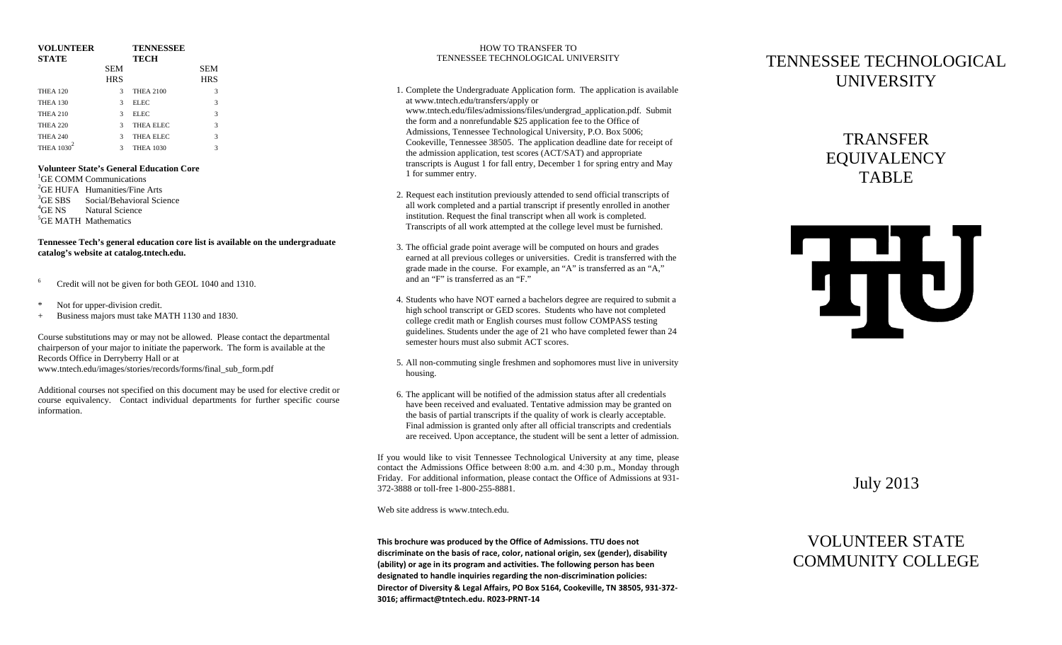| VOLUNTEER STATE | SEM HRS | TENNESSEE TECH | SEM HRS |
|---|---|---|---|
| THEA 120 | 3 | THEA 2100 | 3 |
| THEA 130 | 3 | ELEC | 3 |
| THEA 210 | 3 | ELEC | 3 |
| THEA 220 | 3 | THEA ELEC | 3 |
| THEA 240 | 3 | THEA ELEC | 3 |
| THEA 1030[2] | 3 | THEA 1030 | 3 |

**Volunteer State's General Education Core**

[1]GE COMM Communications
[2]GE HUFA Humanities/Fine Arts
[3]GE SBS Social/Behavioral Science
[4]GE NS Natural Science
[5]GE MATH Mathematics

**Tennessee Tech's general education core list is available on the undergraduate catalog's website at catalog.tntech.edu.**

[6] Credit will not be given for both GEOL 1040 and 1310.

* Not for upper-division credit.
+ Business majors must take MATH 1130 and 1830.

Course substitutions may or may not be allowed. Please contact the departmental chairperson of your major to initiate the paperwork. The form is available at the Records Office in Derryberry Hall or at www.tntech.edu/images/stories/records/forms/final_sub_form.pdf

Additional courses not specified on this document may be used for elective credit or course equivalency. Contact individual departments for further specific course information.

HOW TO TRANSFER TO
TENNESSEE TECHNOLOGICAL UNIVERSITY

1. Complete the Undergraduate Application form. The application is available at www.tntech.edu/transfers/apply or www.tntech.edu/files/admissions/files/undergrad_application.pdf. Submit the form and a nonrefundable $25 application fee to the Office of Admissions, Tennessee Technological University, P.O. Box 5006; Cookeville, Tennessee 38505. The application deadline date for receipt of the admission application, test scores (ACT/SAT) and appropriate transcripts is August 1 for fall entry, December 1 for spring entry and May 1 for summer entry.

2. Request each institution previously attended to send official transcripts of all work completed and a partial transcript if presently enrolled in another institution. Request the final transcript when all work is completed. Transcripts of all work attempted at the college level must be furnished.

3. The official grade point average will be computed on hours and grades earned at all previous colleges or universities. Credit is transferred with the grade made in the course. For example, an "A" is transferred as an "A," and an "F" is transferred as an "F."

4. Students who have NOT earned a bachelors degree are required to submit a high school transcript or GED scores. Students who have not completed college credit math or English courses must follow COMPASS testing guidelines. Students under the age of 21 who have completed fewer than 24 semester hours must also submit ACT scores.

5. All non-commuting single freshmen and sophomores must live in university housing.

6. The applicant will be notified of the admission status after all credentials have been received and evaluated. Tentative admission may be granted on the basis of partial transcripts if the quality of work is clearly acceptable. Final admission is granted only after all official transcripts and credentials are received. Upon acceptance, the student will be sent a letter of admission.

If you would like to visit Tennessee Technological University at any time, please contact the Admissions Office between 8:00 a.m. and 4:30 p.m., Monday through Friday. For additional information, please contact the Office of Admissions at 931-372-3888 or toll-free 1-800-255-8881.

Web site address is www.tntech.edu.

**This brochure was produced by the Office of Admissions. TTU does not discriminate on the basis of race, color, national origin, sex (gender), disability (ability) or age in its program and activities. The following person has been designated to handle inquiries regarding the non-discrimination policies: Director of Diversity & Legal Affairs, PO Box 5164, Cookeville, TN 38505, 931-372-3016; affirmact@tntech.edu. R023-PRNT-14**

# TENNESSEE TECHNOLOGICAL UNIVERSITY

## TRANSFER EQUIVALENCY TABLE

TTU

July 2013

## VOLUNTEER STATE COMMUNITY COLLEGE